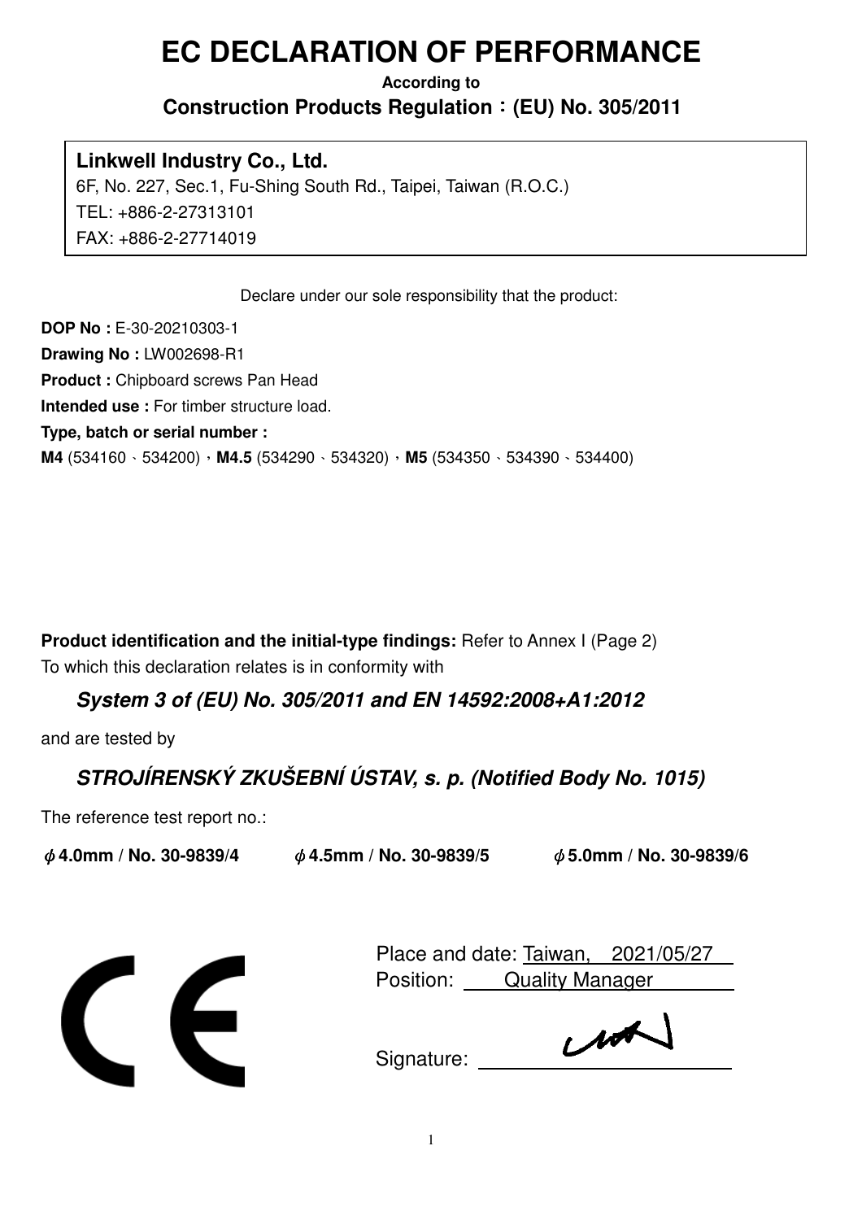# EC DECLARATION OF PERFORMANCE

**According to**

**Construction Products Regulation：(EU) No. 305/2011**

**Linkwell Industry Co., Ltd.**
6F, No. 227, Sec.1, Fu-Shing South Rd., Taipei, Taiwan (R.O.C.)
TEL: +886-2-27313101
FAX: +886-2-27714019

Declare under our sole responsibility that the product:

**DOP No :** E-30-20210303-1
**Drawing No :** LW002698-R1
**Product :** Chipboard screws Pan Head
**Intended use :** For timber structure load.
**Type, batch or serial number :**
**M4** (534160、534200)，**M4.5** (534290、534320)，**M5** (534350、534390、534400)

**Product identification and the initial-type findings:** Refer to Annex I (Page 2)
To which this declaration relates is in conformity with

***System 3 of (EU) No. 305/2011 and EN 14592:2008+A1:2012***

and are tested by

***STROJÍRENSKÝ ZKUŠEBNÍ ÚSTAV, s. p. (Notified Body No. 1015)***

The reference test report no.:

**ϕ4.0mm / No. 30-9839/4** **ϕ4.5mm / No. 30-9839/5** **ϕ5.0mm / No. 30-9839/6**

CE

Place and date: Taiwan, 2021/05/27
Position: Quality Manager

Signature: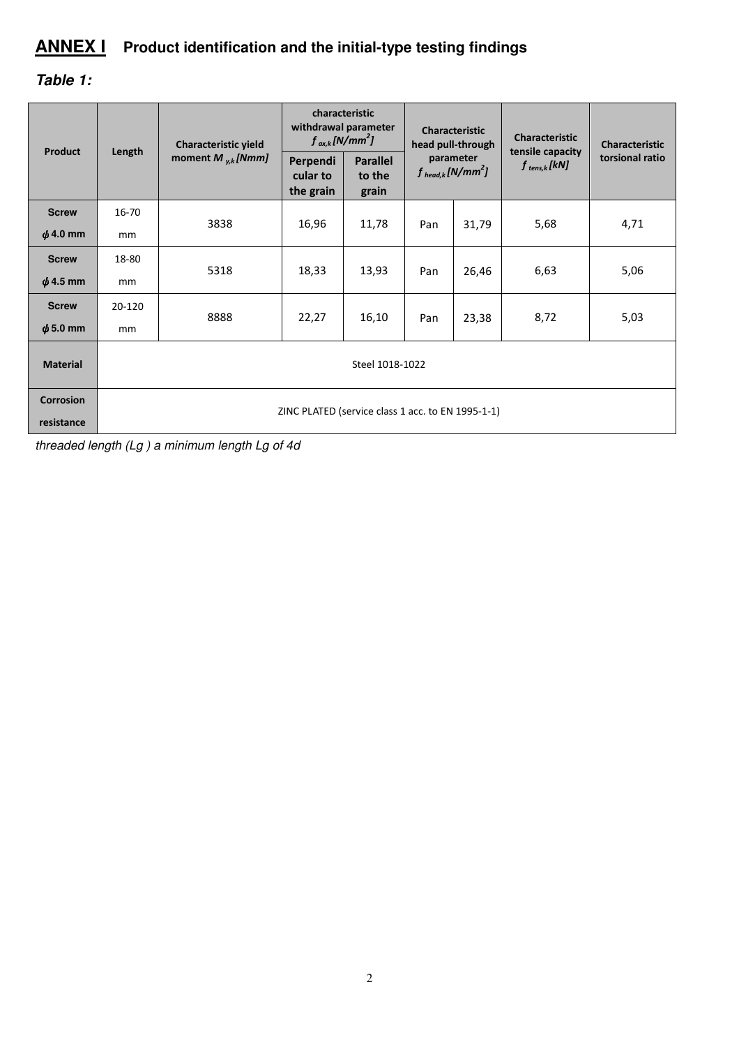## ANNEX I Product identification and the initial-type testing findings

***Table 1:***

| Product | Length | Characteristic yield moment $M_{y,k}$ [Nmm] | characteristic withdrawal parameter $f_{ax,k}$ [N/mm$^2$] | | Characteristic head pull-through parameter $f_{head,k}$ [N/mm$^2$] | | Characteristic tensile capacity $f_{tens,k}$ [kN] | Characteristic torsional ratio |
|---|---|---|---|---|---|---|---|---|
| | | | Perpendicular to the grain | Parallel to the grain | | | | |
| **Screw $\phi$ 4.0 mm** | 16-70 mm | 3838 | 16,96 | 11,78 | Pan | 31,79 | 5,68 | 4,71 |
| **Screw $\phi$ 4.5 mm** | 18-80 mm | 5318 | 18,33 | 13,93 | Pan | 26,46 | 6,63 | 5,06 |
| **Screw $\phi$ 5.0 mm** | 20-120 mm | 8888 | 22,27 | 16,10 | Pan | 23,38 | 8,72 | 5,03 |
| **Material** | Steel 1018-1022 | | | | | | | |
| **Corrosion resistance** | ZINC PLATED (service class 1 acc. to EN 1995-1-1) | | | | | | | |

*threaded length (Lg ) a minimum length Lg of 4d*